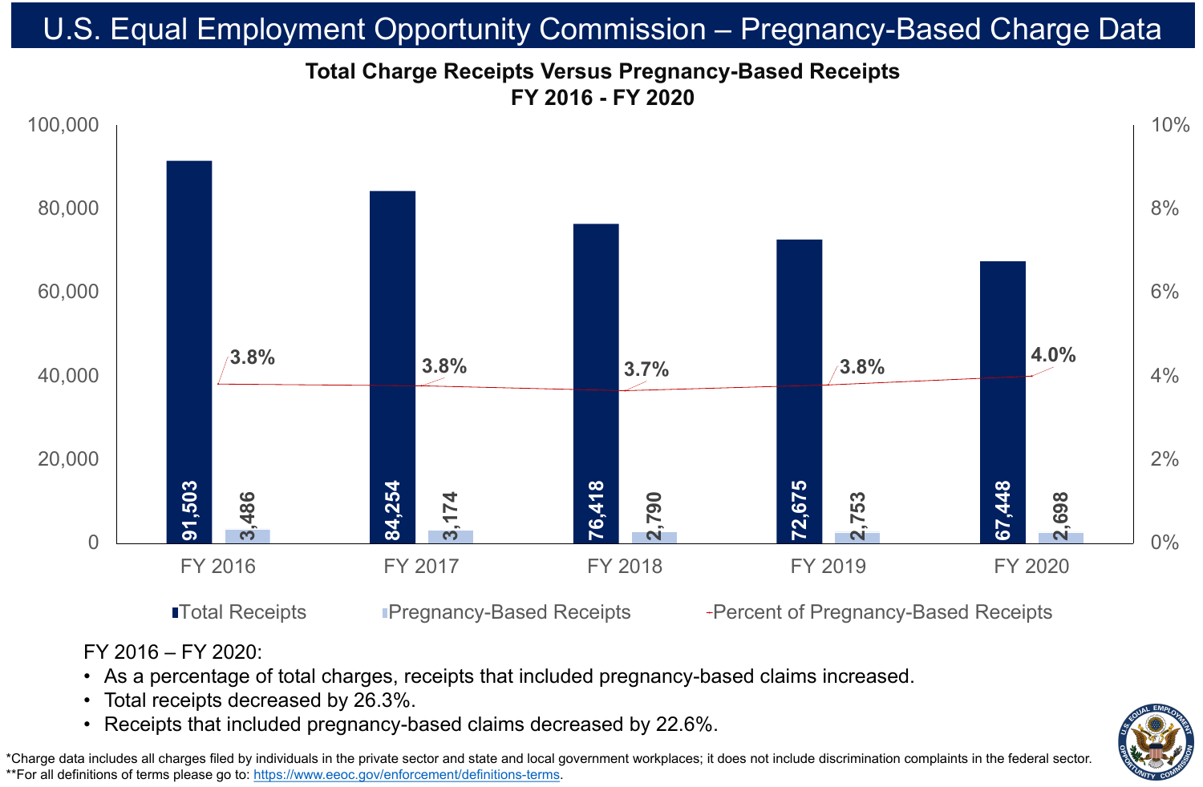# U.S. Equal Employment Opportunity Commission – Pregnancy-Based Charge Data

## Total Charge Receipts Versus Pregnancy-Based Receipts FY 2016 - FY 2020

| | FY 2016 | FY 2017 | FY 2018 | FY 2019 | FY 2020 |
|---|---|---|---|---|---|
| Total Receipts | 91,503 | 84,254 | 76,418 | 72,675 | 67,448 |
| Pregnancy-Based Receipts | 3,486 | 3,174 | 2,790 | 2,753 | 2,698 |
| Percent of Pregnancy-Based Receipts | 3.8% | 3.8% | 3.7% | 3.8% | 4.0% |

FY 2016 – FY 2020:

- As a percentage of total charges, receipts that included pregnancy-based claims increased.
- Total receipts decreased by 26.3%.
- Receipts that included pregnancy-based claims decreased by 22.6%.

*Charge data includes all charges filed by individuals in the private sector and state and local government workplaces; it does not include discrimination complaints in the federal sector.
**For all definitions of terms please go to: https://www.eeoc.gov/enforcement/definitions-terms.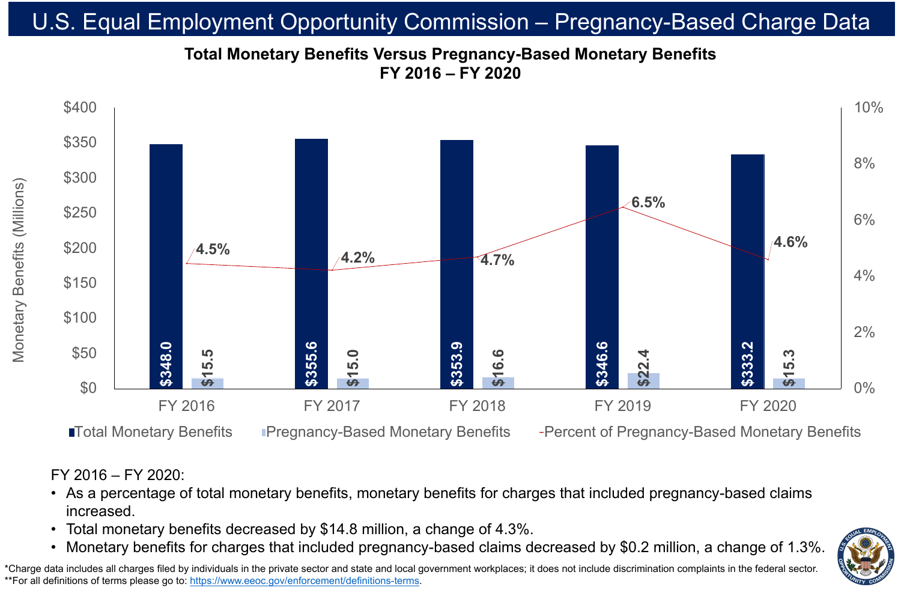# U.S. Equal Employment Opportunity Commission – Pregnancy-Based Charge Data

## Total Monetary Benefits Versus Pregnancy-Based Monetary Benefits FY 2016 – FY 2020

| | FY 2016 | FY 2017 | FY 2018 | FY 2019 | FY 2020 |
|---|---|---|---|---|---|
| Total Monetary Benefits (Millions) | $348.0 | $355.6 | $353.9 | $346.6 | $333.2 |
| Pregnancy-Based Monetary Benefits (Millions) | $15.5 | $15.0 | $16.6 | $22.4 | $15.3 |
| Percent of Pregnancy-Based Monetary Benefits | 4.5% | 4.2% | 4.7% | 6.5% | 4.6% |

FY 2016 – FY 2020:

- As a percentage of total monetary benefits, monetary benefits for charges that included pregnancy-based claims increased.
- Total monetary benefits decreased by $14.8 million, a change of 4.3%.
- Monetary benefits for charges that included pregnancy-based claims decreased by $0.2 million, a change of 1.3%.

*Charge data includes all charges filed by individuals in the private sector and state and local government workplaces; it does not include discrimination complaints in the federal sector.
**For all definitions of terms please go to: https://www.eeoc.gov/enforcement/definitions-terms.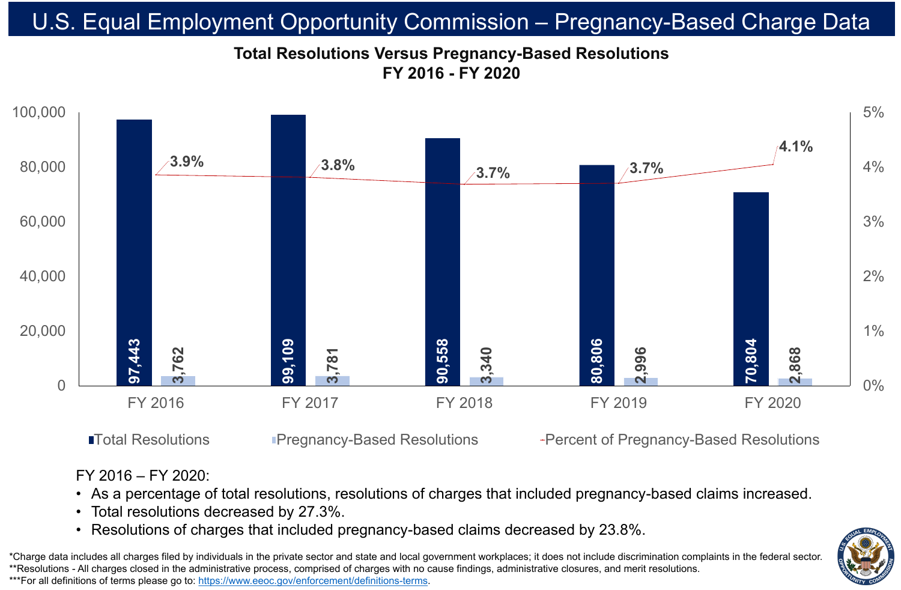# U.S. Equal Employment Opportunity Commission – Pregnancy-Based Charge Data

## Total Resolutions Versus Pregnancy-Based Resolutions FY 2016 - FY 2020

| | FY 2016 | FY 2017 | FY 2018 | FY 2019 | FY 2020 |
|---|---|---|---|---|---|
| Total Resolutions | 97,443 | 99,109 | 90,558 | 80,806 | 70,804 |
| Pregnancy-Based Resolutions | 3,762 | 3,781 | 3,340 | 2,996 | 2,868 |
| Percent of Pregnancy-Based Resolutions | 3.9% | 3.8% | 3.7% | 3.7% | 4.1% |

FY 2016 – FY 2020:

- As a percentage of total resolutions, resolutions of charges that included pregnancy-based claims increased.
- Total resolutions decreased by 27.3%.
- Resolutions of charges that included pregnancy-based claims decreased by 23.8%.

*Charge data includes all charges filed by individuals in the private sector and state and local government workplaces; it does not include discrimination complaints in the federal sector.
**Resolutions - All charges closed in the administrative process, comprised of charges with no cause findings, administrative closures, and merit resolutions.
***For all definitions of terms please go to: https://www.eeoc.gov/enforcement/definitions-terms.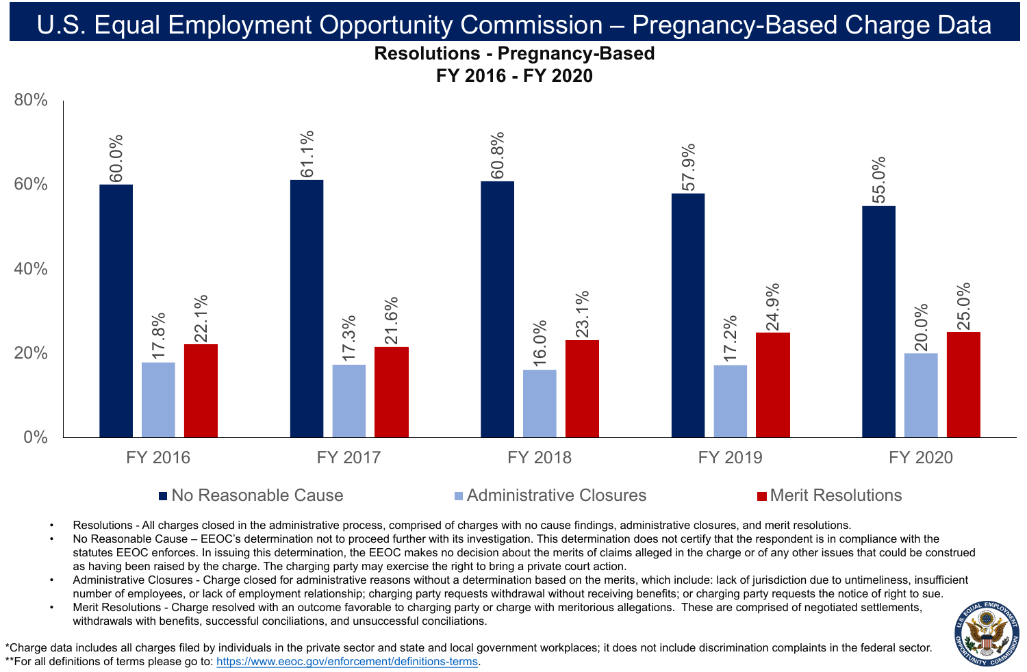# U.S. Equal Employment Opportunity Commission – Pregnancy-Based Charge Data

## Resolutions - Pregnancy-Based
## FY 2016 - FY 2020

| | FY 2016 | FY 2017 | FY 2018 | FY 2019 | FY 2020 |
|---|---|---|---|---|---|
| No Reasonable Cause | 60.0% | 61.1% | 60.8% | 57.9% | 55.0% |
| Administrative Closures | 17.8% | 17.3% | 16.0% | 17.2% | 20.0% |
| Merit Resolutions | 22.1% | 21.6% | 23.1% | 24.9% | 25.0% |

- Resolutions - All charges closed in the administrative process, comprised of charges with no cause findings, administrative closures, and merit resolutions.
- No Reasonable Cause – EEOC's determination not to proceed further with its investigation. This determination does not certify that the respondent is in compliance with the statutes EEOC enforces. In issuing this determination, the EEOC makes no decision about the merits of claims alleged in the charge or of any other issues that could be construed as having been raised by the charge. The charging party may exercise the right to bring a private court action.
- Administrative Closures - Charge closed for administrative reasons without a determination based on the merits, which include: lack of jurisdiction due to untimeliness, insufficient number of employees, or lack of employment relationship; charging party requests withdrawal without receiving benefits; or charging party requests the notice of right to sue.
- Merit Resolutions - Charge resolved with an outcome favorable to charging party or charge with meritorious allegations. These are comprised of negotiated settlements, withdrawals with benefits, successful conciliations, and unsuccessful conciliations.

*Charge data includes all charges filed by individuals in the private sector and state and local government workplaces; it does not include discrimination complaints in the federal sector.
**For all definitions of terms please go to: https://www.eeoc.gov/enforcement/definitions-terms.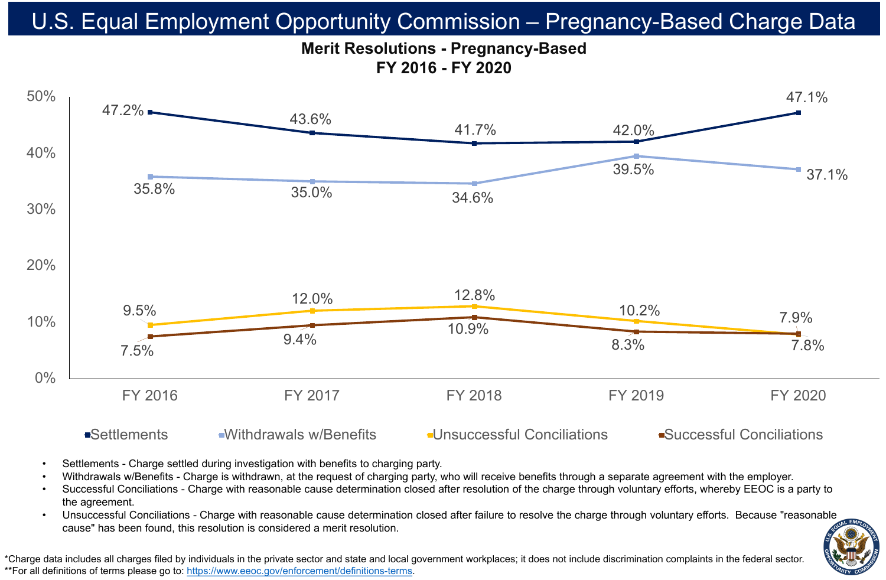# U.S. Equal Employment Opportunity Commission – Pregnancy-Based Charge Data

**Merit Resolutions - Pregnancy-Based**
**FY 2016 - FY 2020**

50%
40%
30%
20%
10%
0%

FY 2016 FY 2017 FY 2018 FY 2019 FY 2020

Settlements: 47.2% 43.6% 41.7% 42.0% 47.1%

Withdrawals w/Benefits: 35.8% 35.0% 34.6% 39.5% 37.1%

Unsuccessful Conciliations: 9.5% 12.0% 12.8% 10.2% 7.9%

Successful Conciliations: 7.5% 9.4% 10.9% 8.3% 7.8%

Settlements Withdrawals w/Benefits Unsuccessful Conciliations Successful Conciliations

- Settlements - Charge settled during investigation with benefits to charging party.
- Withdrawals w/Benefits - Charge is withdrawn, at the request of charging party, who will receive benefits through a separate agreement with the employer.
- Successful Conciliations - Charge with reasonable cause determination closed after resolution of the charge through voluntary efforts, whereby EEOC is a party to the agreement.
- Unsuccessful Conciliations - Charge with reasonable cause determination closed after failure to resolve the charge through voluntary efforts. Because "reasonable cause" has been found, this resolution is considered a merit resolution.

*Charge data includes all charges filed by individuals in the private sector and state and local government workplaces; it does not include discrimination complaints in the federal sector.
**For all definitions of terms please go to: https://www.eeoc.gov/enforcement/definitions-terms.